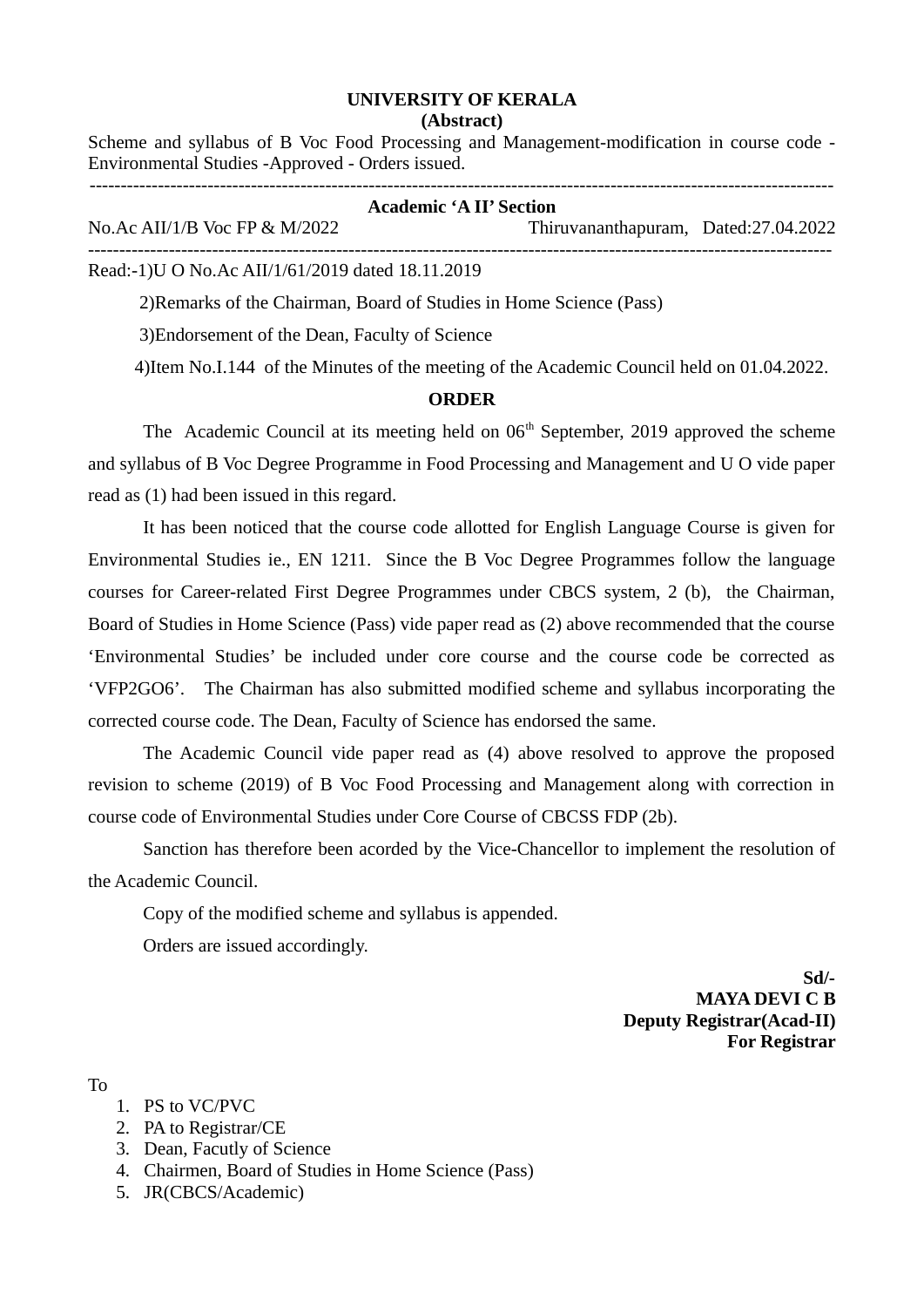# UNIVERSITY OF KERALA

**(Abstract)**

Scheme and syllabus of B Voc Food Processing and Management-modification in course code - Environmental Studies -Approved - Orders issued.

---

**Academic 'A II' Section**

No.Ac AII/1/B Voc FP & M/2022 Thiruvananthapuram, Dated:27.04.2022

---

Read:-1)U O No.Ac AII/1/61/2019 dated 18.11.2019

2)Remarks of the Chairman, Board of Studies in Home Science (Pass)

3)Endorsement of the Dean, Faculty of Science

4)Item No.I.144 of the Minutes of the meeting of the Academic Council held on 01.04.2022.

**ORDER**

The Academic Council at its meeting held on 06th September, 2019 approved the scheme and syllabus of B Voc Degree Programme in Food Processing and Management and U O vide paper read as (1) had been issued in this regard.

It has been noticed that the course code allotted for English Language Course is given for Environmental Studies ie., EN 1211. Since the B Voc Degree Programmes follow the language courses for Career-related First Degree Programmes under CBCS system, 2 (b), the Chairman, Board of Studies in Home Science (Pass) vide paper read as (2) above recommended that the course 'Environmental Studies' be included under core course and the course code be corrected as 'VFP2GO6'. The Chairman has also submitted modified scheme and syllabus incorporating the corrected course code. The Dean, Faculty of Science has endorsed the same.

The Academic Council vide paper read as (4) above resolved to approve the proposed revision to scheme (2019) of B Voc Food Processing and Management along with correction in course code of Environmental Studies under Core Course of CBCSS FDP (2b).

Sanction has therefore been acorded by the Vice-Chancellor to implement the resolution of the Academic Council.

Copy of the modified scheme and syllabus is appended.

Orders are issued accordingly.

**Sd/-**
**MAYA DEVI C B**
**Deputy Registrar(Acad-II)**
**For Registrar**

To

1. PS to VC/PVC
2. PA to Registrar/CE
3. Dean, Facutly of Science
4. Chairmen, Board of Studies in Home Science (Pass)
5. JR(CBCS/Academic)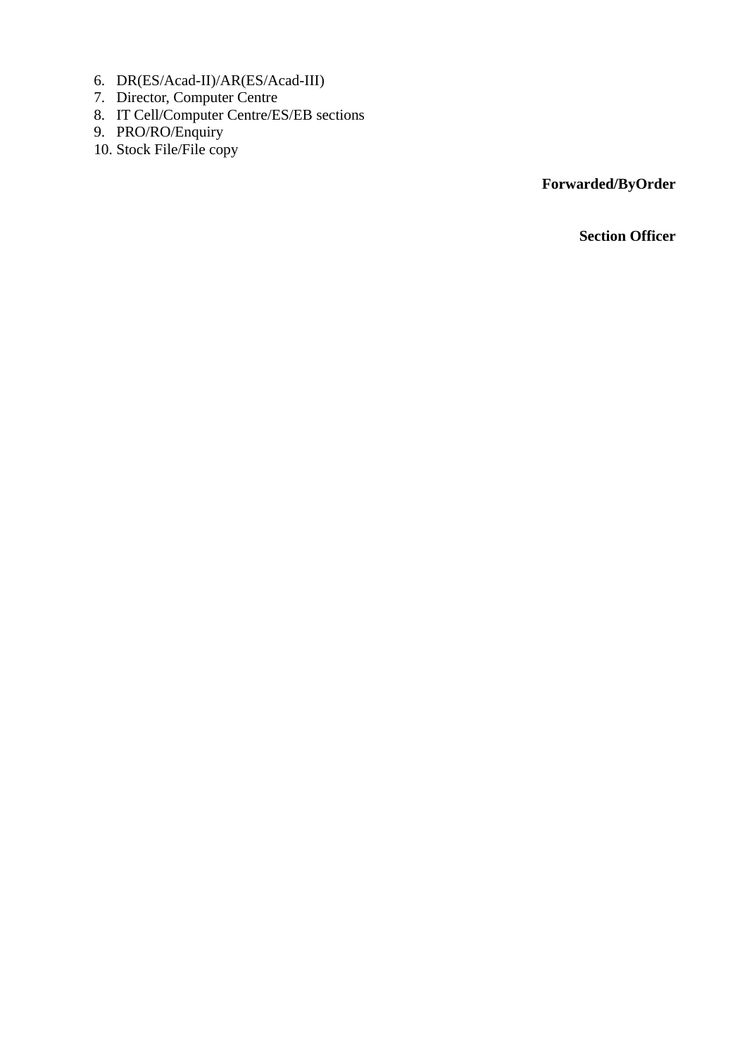6. DR(ES/Acad-II)/AR(ES/Acad-III)
7. Director, Computer Centre
8. IT Cell/Computer Centre/ES/EB sections
9. PRO/RO/Enquiry
10. Stock File/File copy

**Forwarded/ByOrder**

**Section Officer**